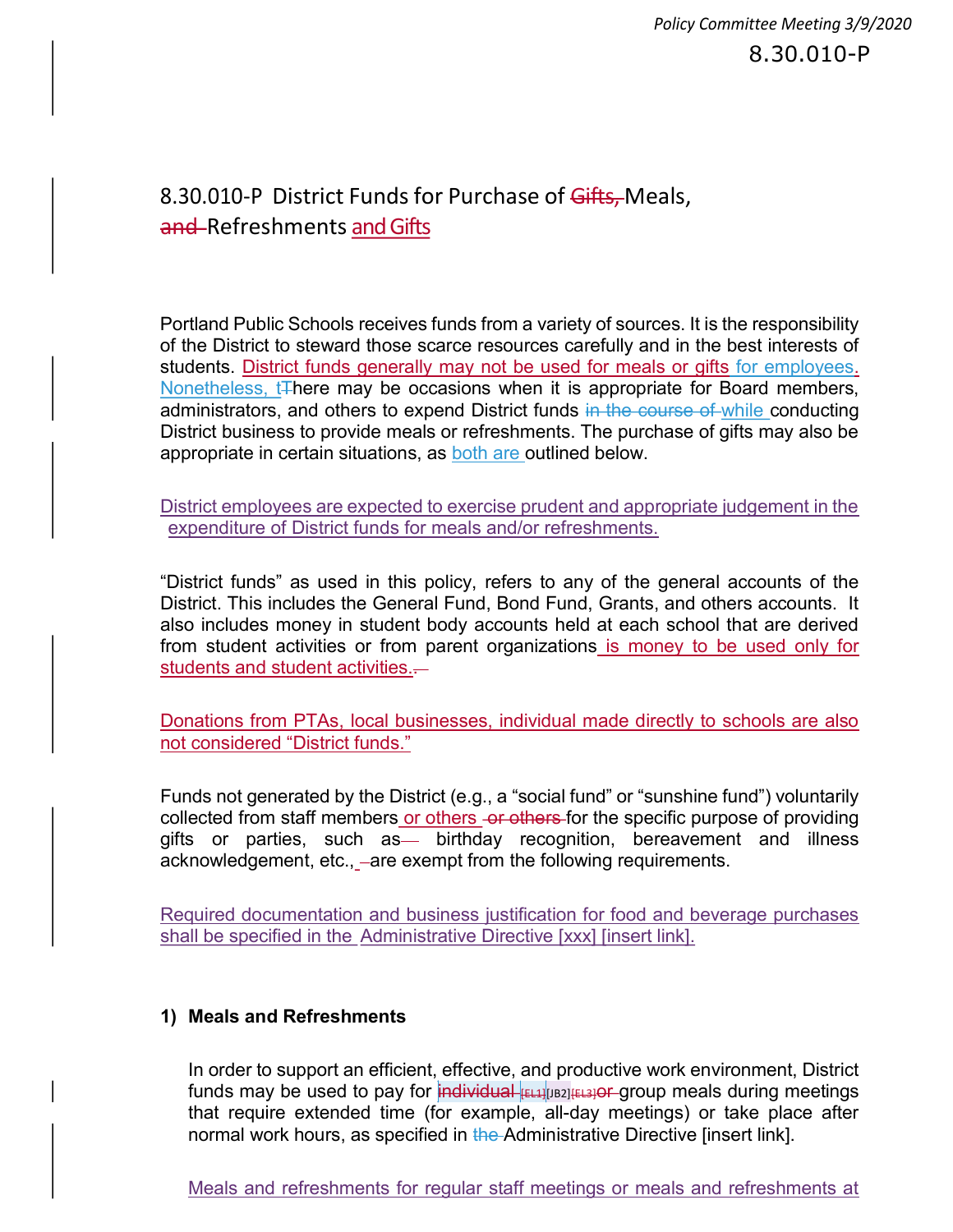# 8.30.010-P District Funds for Purchase of ~~Gifts,~~ Meals, ~~and~~ Refreshments and Gifts

Portland Public Schools receives funds from a variety of sources. It is the responsibility of the District to steward those scarce resources carefully and in the best interests of students. District funds generally may not be used for meals or gifts for employees. Nonetheless, t~~T~~here may be occasions when it is appropriate for Board members, administrators, and others to expend District funds ~~in the course of~~ while conducting District business to provide meals or refreshments. The purchase of gifts may also be appropriate in certain situations, as both are outlined below.

District employees are expected to exercise prudent and appropriate judgement in the expenditure of District funds for meals and/or refreshments.

"District funds" as used in this policy, refers to any of the general accounts of the District. This includes the General Fund, Bond Fund, Grants, and others accounts. It also includes money in student body accounts held at each school that are derived from student activities or from parent organizations is money to be used only for students and student activities.~~.~~

Donations from PTAs, local businesses, individual made directly to schools are also not considered "District funds."

Funds not generated by the District (e.g., a "social fund" or "sunshine fund") voluntarily collected from staff members or others ~~or others~~ for the specific purpose of providing gifts or parties, such as~~—~~ birthday recognition, bereavement and illness acknowledgement, etc., ~~–~~are exempt from the following requirements.

Required documentation and business justification for food and beverage purchases shall be specified in the Administrative Directive [xxx] [insert link].

## 1) Meals and Refreshments

In order to support an efficient, effective, and productive work environment, District funds may be used to pay for ~~individual~~ [EL1][JB2][EL3]~~or~~ group meals during meetings that require extended time (for example, all-day meetings) or take place after normal work hours, as specified in ~~the~~ Administrative Directive [insert link].

Meals and refreshments for regular staff meetings or meals and refreshments at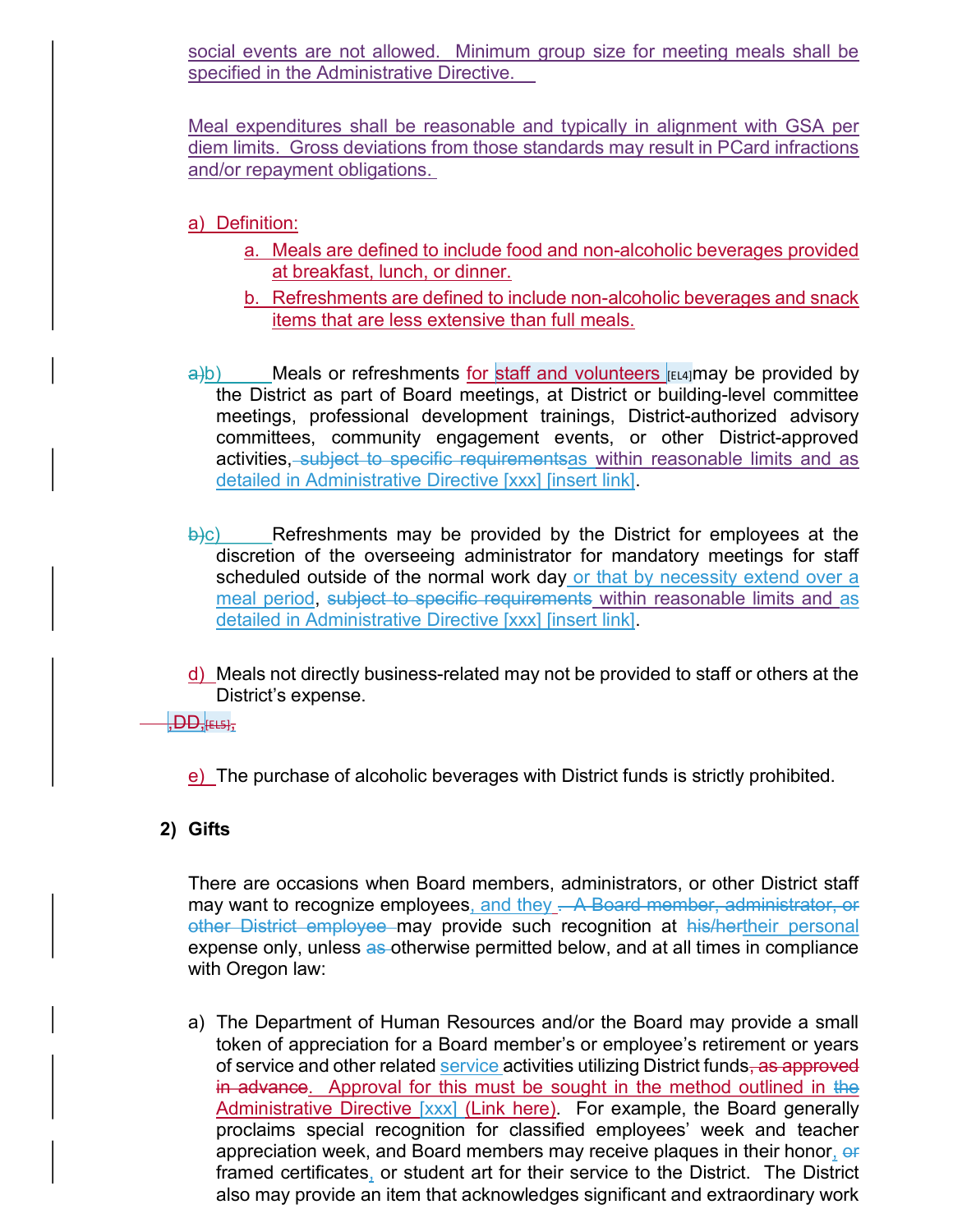social events are not allowed. Minimum group size for meeting meals shall be specified in the Administrative Directive.

Meal expenditures shall be reasonable and typically in alignment with GSA per diem limits. Gross deviations from those standards may result in PCard infractions and/or repayment obligations.

a) Definition:

   a. Meals are defined to include food and non-alcoholic beverages provided at breakfast, lunch, or dinner.

   b. Refreshments are defined to include non-alcoholic beverages and snack items that are less extensive than full meals.

~~a)~~b) Meals or refreshments for staff and volunteers [EL4] may be provided by the District as part of Board meetings, at District or building-level committee meetings, professional development trainings, District-authorized advisory committees, community engagement events, or other District-approved activities, ~~subject to specific requirements~~ as within reasonable limits and as detailed in Administrative Directive [xxx] [insert link].

~~b)~~c) Refreshments may be provided by the District for employees at the discretion of the overseeing administrator for mandatory meetings for staff scheduled outside of the normal work day or that by necessity extend over a meal period, ~~subject to specific requirements~~ within reasonable limits and as detailed in Administrative Directive [xxx] [insert link].

d) Meals not directly business-related may not be provided to staff or others at the District's expense.

~~DD~~ [EL5]

e) The purchase of alcoholic beverages with District funds is strictly prohibited.

**2) Gifts**

There are occasions when Board members, administrators, or other District staff may want to recognize employees, and they ~~. A Board member, administrator, or other District employee~~ may provide such recognition at ~~his/her~~their personal expense only, unless ~~as~~ otherwise permitted below, and at all times in compliance with Oregon law:

a) The Department of Human Resources and/or the Board may provide a small token of appreciation for a Board member's or employee's retirement or years of service and other related service activities utilizing District funds~~, as approved in advance~~. Approval for this must be sought in the method outlined in ~~the~~ Administrative Directive [xxx] (Link here). For example, the Board generally proclaims special recognition for classified employees' week and teacher appreciation week, and Board members may receive plaques in their honor, ~~or~~ framed certificates, or student art for their service to the District. The District also may provide an item that acknowledges significant and extraordinary work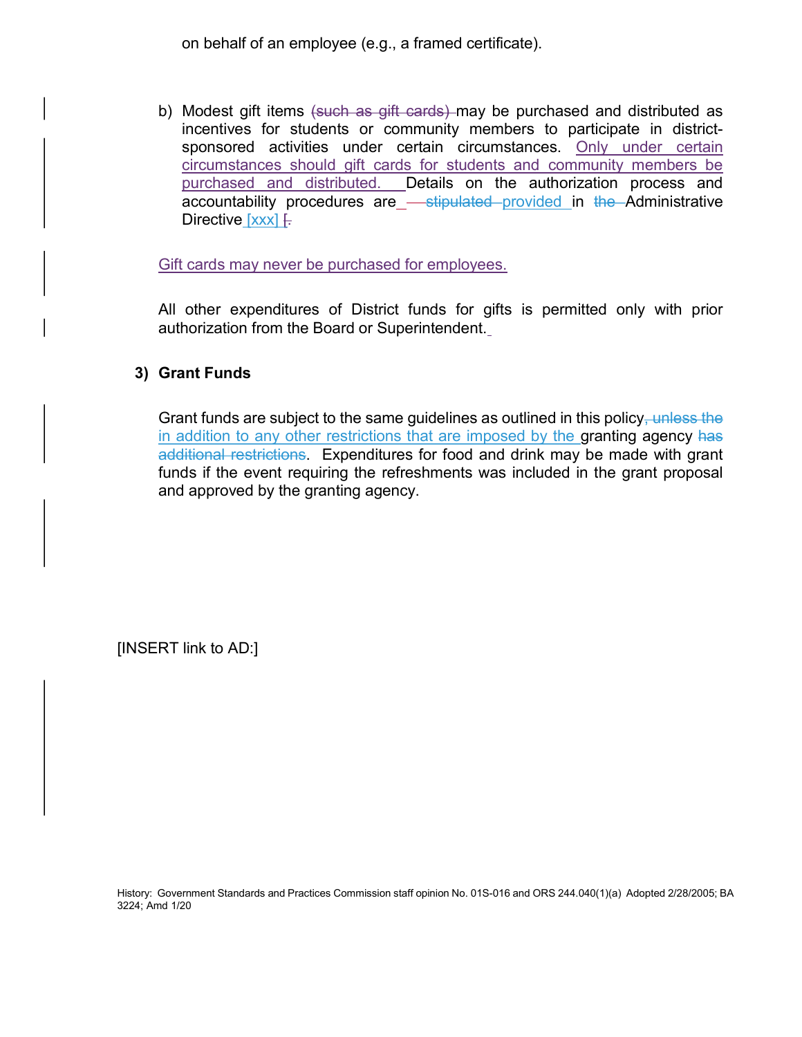on behalf of an employee (e.g., a framed certificate).

b) Modest gift items ~~(such as gift cards)~~ may be purchased and distributed as incentives for students or community members to participate in district-sponsored activities under certain circumstances. Only under certain circumstances should gift cards for students and community members be purchased and distributed. Details on the authorization process and accountability procedures are ~~stipulated~~ provided in ~~the~~ Administrative Directive [xxx] [.

Gift cards may never be purchased for employees.

All other expenditures of District funds for gifts is permitted only with prior authorization from the Board or Superintendent.

**3) Grant Funds**

Grant funds are subject to the same guidelines as outlined in this policy~~, unless the~~ in addition to any other restrictions that are imposed by the granting agency ~~has additional restrictions~~. Expenditures for food and drink may be made with grant funds if the event requiring the refreshments was included in the grant proposal and approved by the granting agency.

[INSERT link to AD:]

History: Government Standards and Practices Commission staff opinion No. 01S-016 and ORS 244.040(1)(a) Adopted 2/28/2005; BA 3224; Amd 1/20